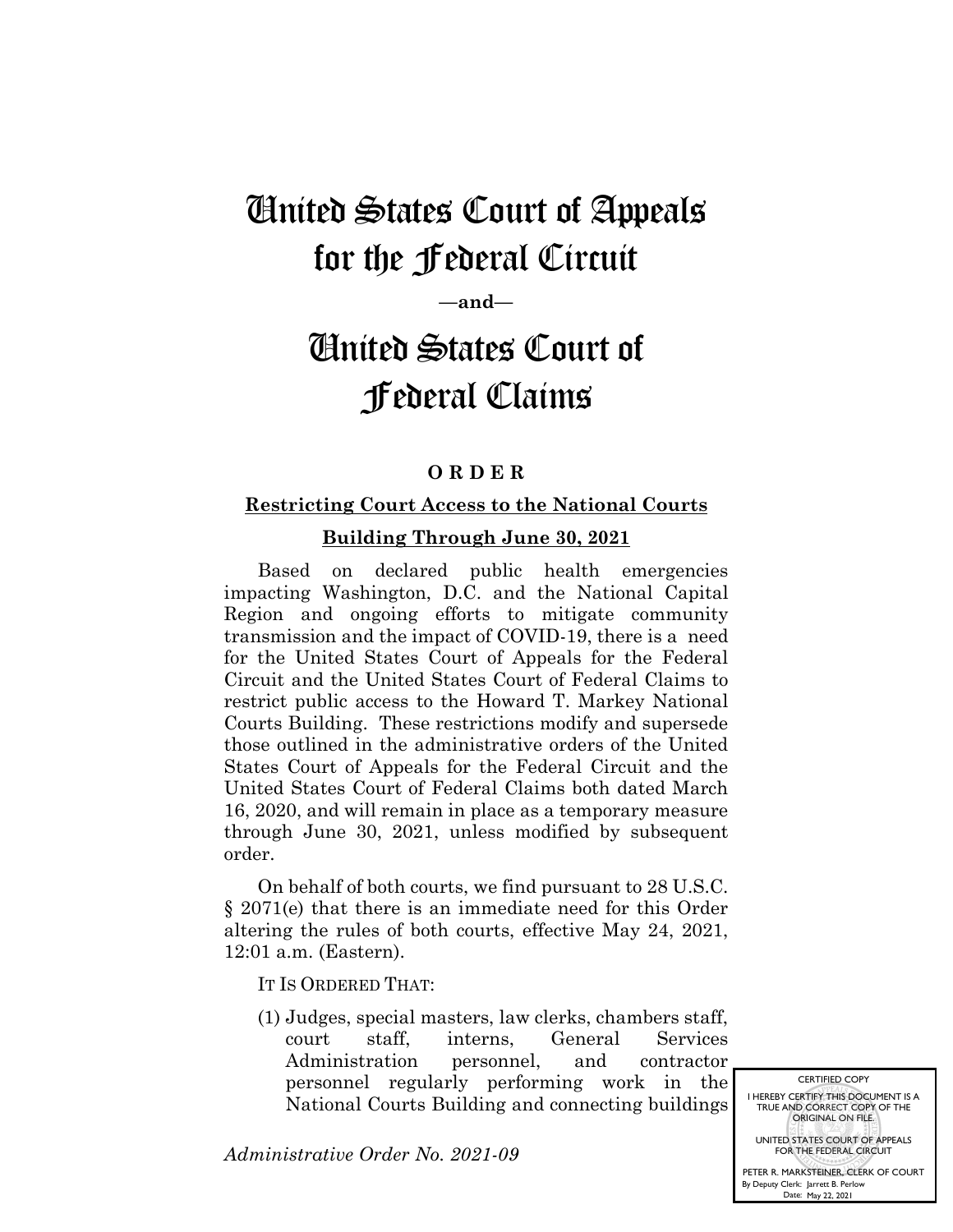# United States Court of Appeals for the Federal Circuit

**—and—**

# United States Court of Federal Claims

**O R D E R**

**Restricting Court Access to the National Courts Building Through June 30, 2021**

Based on declared public health emergencies impacting Washington, D.C. and the National Capital Region and ongoing efforts to mitigate community transmission and the impact of COVID-19, there is a need for the United States Court of Appeals for the Federal Circuit and the United States Court of Federal Claims to restrict public access to the Howard T. Markey National Courts Building. These restrictions modify and supersede those outlined in the administrative orders of the United States Court of Appeals for the Federal Circuit and the United States Court of Federal Claims both dated March 16, 2020, and will remain in place as a temporary measure through June 30, 2021, unless modified by subsequent order.

On behalf of both courts, we find pursuant to 28 U.S.C. § 2071(e) that there is an immediate need for this Order altering the rules of both courts, effective May 24, 2021, 12:01 a.m. (Eastern).

IT IS ORDERED THAT:

(1) Judges, special masters, law clerks, chambers staff, court staff, interns, General Services Administration personnel, and contractor personnel regularly performing work in the National Courts Building and connecting buildings

*Administrative Order No. 2021-09*

CERTIFIED COPY
I HEREBY CERTIFY THIS DOCUMENT IS A TRUE AND CORRECT COPY OF THE ORIGINAL ON FILE.
UNITED STATES COURT OF APPEALS FOR THE FEDERAL CIRCUIT
PETER R. MARKSTEINER, CLERK OF COURT
By Deputy Clerk: Jarrett B. Perlow
Date: May 22, 2021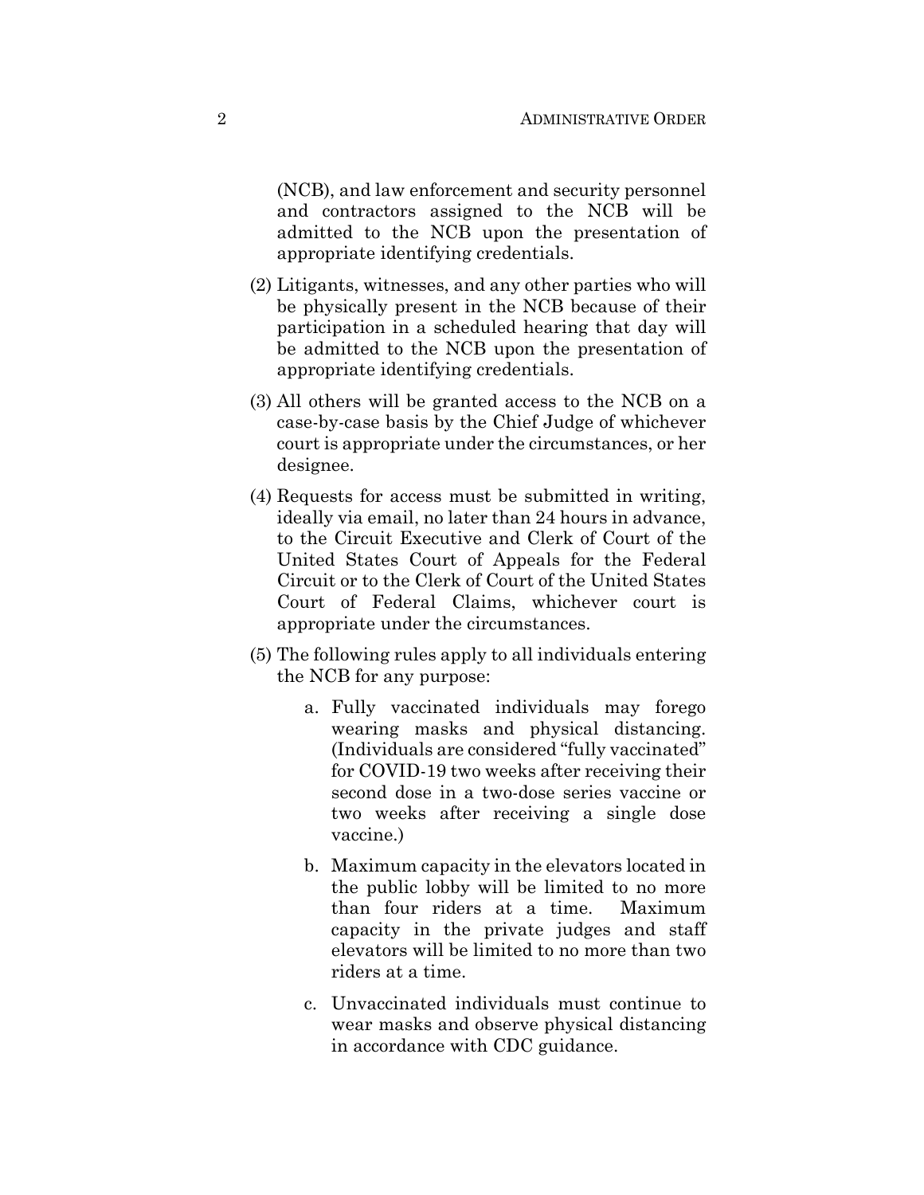(NCB), and law enforcement and security personnel and contractors assigned to the NCB will be admitted to the NCB upon the presentation of appropriate identifying credentials.

(2) Litigants, witnesses, and any other parties who will be physically present in the NCB because of their participation in a scheduled hearing that day will be admitted to the NCB upon the presentation of appropriate identifying credentials.

(3) All others will be granted access to the NCB on a case-by-case basis by the Chief Judge of whichever court is appropriate under the circumstances, or her designee.

(4) Requests for access must be submitted in writing, ideally via email, no later than 24 hours in advance, to the Circuit Executive and Clerk of Court of the United States Court of Appeals for the Federal Circuit or to the Clerk of Court of the United States Court of Federal Claims, whichever court is appropriate under the circumstances.

(5) The following rules apply to all individuals entering the NCB for any purpose:

   a. Fully vaccinated individuals may forego wearing masks and physical distancing. (Individuals are considered "fully vaccinated" for COVID-19 two weeks after receiving their second dose in a two-dose series vaccine or two weeks after receiving a single dose vaccine.)

   b. Maximum capacity in the elevators located in the public lobby will be limited to no more than four riders at a time. Maximum capacity in the private judges and staff elevators will be limited to no more than two riders at a time.

   c. Unvaccinated individuals must continue to wear masks and observe physical distancing in accordance with CDC guidance.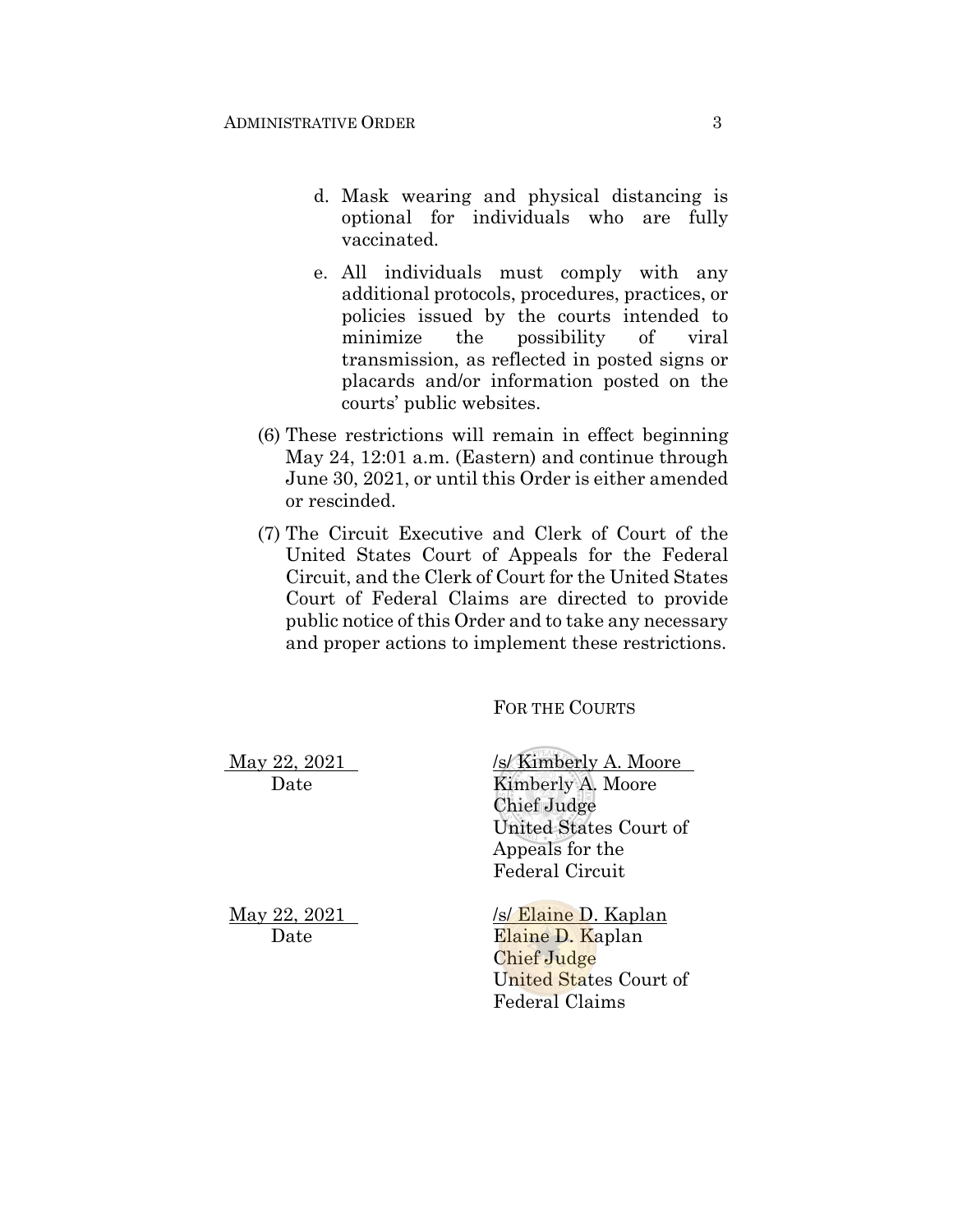d. Mask wearing and physical distancing is optional for individuals who are fully vaccinated.

e. All individuals must comply with any additional protocols, procedures, practices, or policies issued by the courts intended to minimize the possibility of viral transmission, as reflected in posted signs or placards and/or information posted on the courts' public websites.

(6) These restrictions will remain in effect beginning May 24, 12:01 a.m. (Eastern) and continue through June 30, 2021, or until this Order is either amended or rescinded.

(7) The Circuit Executive and Clerk of Court of the United States Court of Appeals for the Federal Circuit, and the Clerk of Court for the United States Court of Federal Claims are directed to provide public notice of this Order and to take any necessary and proper actions to implement these restrictions.

FOR THE COURTS

May 22, 2021
Date

/s/ Kimberly A. Moore
Kimberly A. Moore
Chief Judge
United States Court of Appeals for the Federal Circuit

May 22, 2021
Date

/s/ Elaine D. Kaplan
Elaine D. Kaplan
Chief Judge
United States Court of Federal Claims